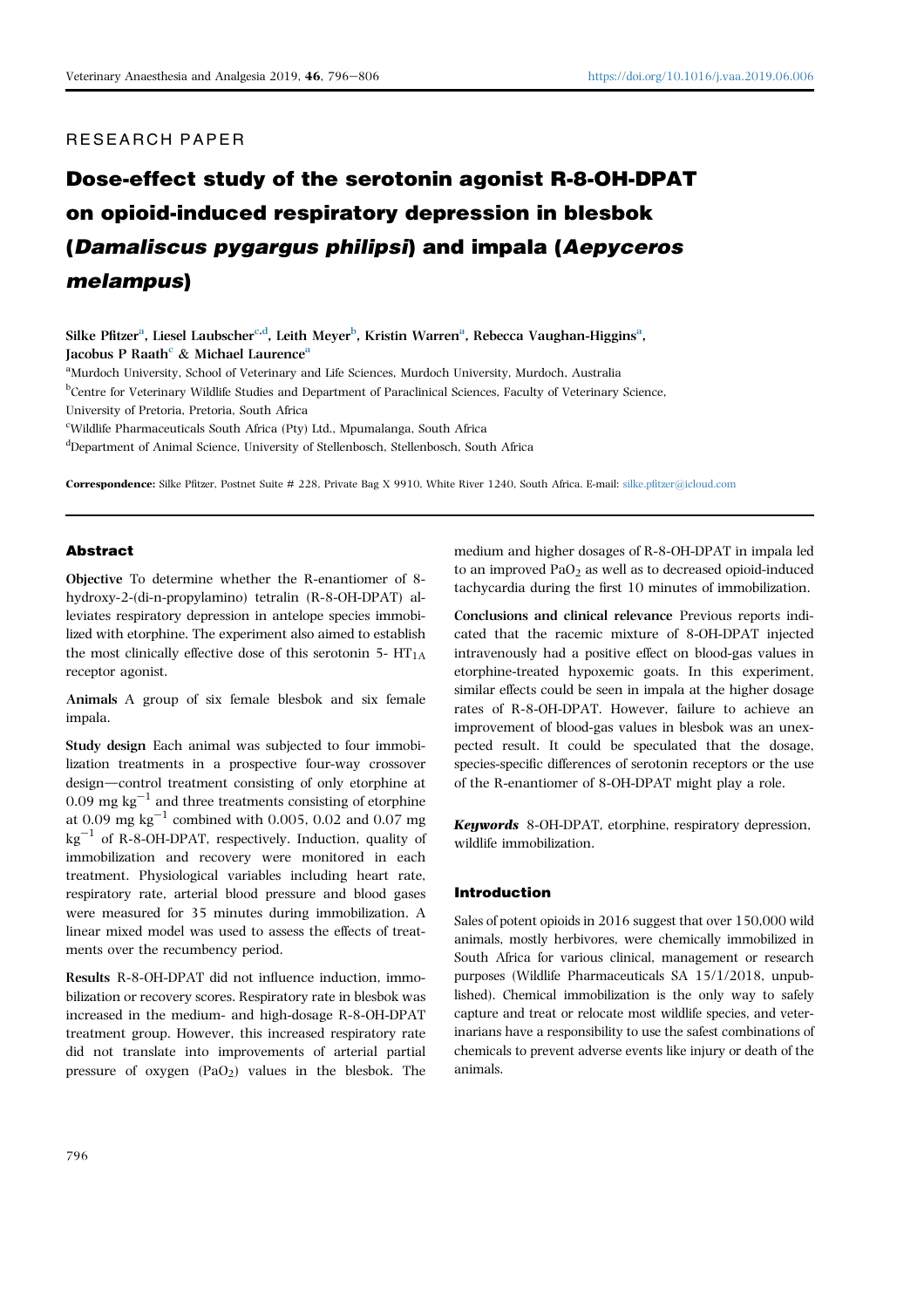RESEARCH PAPER

# Dose-effect study of the serotonin agonist R-8-OH-DPAT on opioid-induced respiratory depression in blesbok (*Damaliscus pygargus philipsi*) and impala (*Aepyceros melampus*)

Silke Pfitzer[a], Liesel Laubscher[c,d], Leith Meyer[b], Kristin Warren[a], Rebecca Vaughan-Higgins[a], Jacobus P Raath[c] & Michael Laurence[a]

[a]Murdoch University, School of Veterinary and Life Sciences, Murdoch University, Murdoch, Australia

[b]Centre for Veterinary Wildlife Studies and Department of Paraclinical Sciences, Faculty of Veterinary Science, University of Pretoria, Pretoria, South Africa

[c]Wildlife Pharmaceuticals South Africa (Pty) Ltd., Mpumalanga, South Africa

[d]Department of Animal Science, University of Stellenbosch, Stellenbosch, South Africa

**Correspondence:** Silke Pfitzer, Postnet Suite # 228, Private Bag X 9910, White River 1240, South Africa. E-mail: silke.pfitzer@icloud.com

## Abstract

**Objective** To determine whether the R-enantiomer of 8-hydroxy-2-(di-n-propylamino) tetralin (R-8-OH-DPAT) alleviates respiratory depression in antelope species immobilized with etorphine. The experiment also aimed to establish the most clinically effective dose of this serotonin 5- $HT_{1A}$ receptor agonist.

**Animals** A group of six female blesbok and six female impala.

**Study design** Each animal was subjected to four immobilization treatments in a prospective four-way crossover design—control treatment consisting of only etorphine at 0.09 mg $kg^{-1}$ and three treatments consisting of etorphine at 0.09 mg $kg^{-1}$ combined with 0.005, 0.02 and 0.07 mg $kg^{-1}$ of R-8-OH-DPAT, respectively. Induction, quality of immobilization and recovery were monitored in each treatment. Physiological variables including heart rate, respiratory rate, arterial blood pressure and blood gases were measured for 35 minutes during immobilization. A linear mixed model was used to assess the effects of treatments over the recumbency period.

**Results** R-8-OH-DPAT did not influence induction, immobilization or recovery scores. Respiratory rate in blesbok was increased in the medium- and high-dosage R-8-OH-DPAT treatment group. However, this increased respiratory rate did not translate into improvements of arterial partial pressure of oxygen ($PaO_2$) values in the blesbok. The medium and higher dosages of R-8-OH-DPAT in impala led to an improved $PaO_2$ as well as to decreased opioid-induced tachycardia during the first 10 minutes of immobilization.

**Conclusions and clinical relevance** Previous reports indicated that the racemic mixture of 8-OH-DPAT injected intravenously had a positive effect on blood-gas values in etorphine-treated hypoxemic goats. In this experiment, similar effects could be seen in impala at the higher dosage rates of R-8-OH-DPAT. However, failure to achieve an improvement of blood-gas values in blesbok was an unexpected result. It could be speculated that the dosage, species-specific differences of serotonin receptors or the use of the R-enantiomer of 8-OH-DPAT might play a role.

***Keywords*** 8-OH-DPAT, etorphine, respiratory depression, wildlife immobilization.

## Introduction

Sales of potent opioids in 2016 suggest that over 150,000 wild animals, mostly herbivores, were chemically immobilized in South Africa for various clinical, management or research purposes (Wildlife Pharmaceuticals SA 15/1/2018, unpublished). Chemical immobilization is the only way to safely capture and treat or relocate most wildlife species, and veterinarians have a responsibility to use the safest combinations of chemicals to prevent adverse events like injury or death of the animals.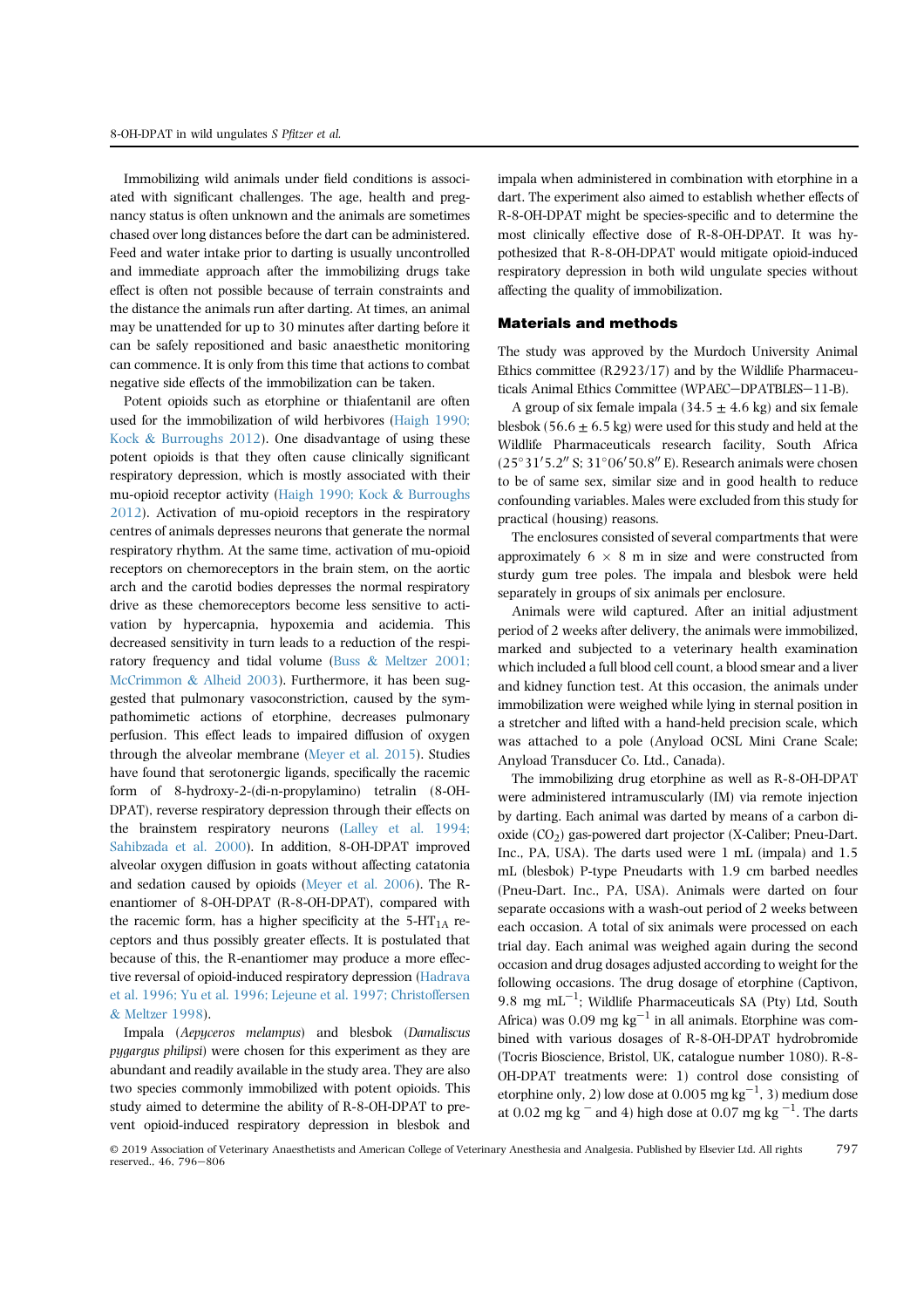Immobilizing wild animals under field conditions is associated with significant challenges. The age, health and pregnancy status is often unknown and the animals are sometimes chased over long distances before the dart can be administered. Feed and water intake prior to darting is usually uncontrolled and immediate approach after the immobilizing drugs take effect is often not possible because of terrain constraints and the distance the animals run after darting. At times, an animal may be unattended for up to 30 minutes after darting before it can be safely repositioned and basic anaesthetic monitoring can commence. It is only from this time that actions to combat negative side effects of the immobilization can be taken.

Potent opioids such as etorphine or thiafentanil are often used for the immobilization of wild herbivores (Haigh 1990; Kock & Burroughs 2012). One disadvantage of using these potent opioids is that they often cause clinically significant respiratory depression, which is mostly associated with their mu-opioid receptor activity (Haigh 1990; Kock & Burroughs 2012). Activation of mu-opioid receptors in the respiratory centres of animals depresses neurons that generate the normal respiratory rhythm. At the same time, activation of mu-opioid receptors on chemoreceptors in the brain stem, on the aortic arch and the carotid bodies depresses the normal respiratory drive as these chemoreceptors become less sensitive to activation by hypercapnia, hypoxemia and acidemia. This decreased sensitivity in turn leads to a reduction of the respiratory frequency and tidal volume (Buss & Meltzer 2001; McCrimmon & Alheid 2003). Furthermore, it has been suggested that pulmonary vasoconstriction, caused by the sympathomimetic actions of etorphine, decreases pulmonary perfusion. This effect leads to impaired diffusion of oxygen through the alveolar membrane (Meyer et al. 2015). Studies have found that serotonergic ligands, specifically the racemic form of 8-hydroxy-2-(di-n-propylamino) tetralin (8-OH-DPAT), reverse respiratory depression through their effects on the brainstem respiratory neurons (Lalley et al. 1994; Sahibzada et al. 2000). In addition, 8-OH-DPAT improved alveolar oxygen diffusion in goats without affecting catatonia and sedation caused by opioids (Meyer et al. 2006). The R-enantiomer of 8-OH-DPAT (R-8-OH-DPAT), compared with the racemic form, has a higher specificity at the $5\text{-HT}_{1A}$ receptors and thus possibly greater effects. It is postulated that because of this, the R-enantiomer may produce a more effective reversal of opioid-induced respiratory depression (Hadrava et al. 1996; Yu et al. 1996; Lejeune et al. 1997; Christoffersen & Meltzer 1998).

Impala (*Aepyceros melampus*) and blesbok (*Damaliscus pygargus philipsi*) were chosen for this experiment as they are abundant and readily available in the study area. They are also two species commonly immobilized with potent opioids. This study aimed to determine the ability of R-8-OH-DPAT to prevent opioid-induced respiratory depression in blesbok and impala when administered in combination with etorphine in a dart. The experiment also aimed to establish whether effects of R-8-OH-DPAT might be species-specific and to determine the most clinically effective dose of R-8-OH-DPAT. It was hypothesized that R-8-OH-DPAT would mitigate opioid-induced respiratory depression in both wild ungulate species without affecting the quality of immobilization.

## Materials and methods

The study was approved by the Murdoch University Animal Ethics committee (R2923/17) and by the Wildlife Pharmaceuticals Animal Ethics Committee (WPAEC−DPATBLES−11-B).

A group of six female impala ($34.5 \pm 4.6$ kg) and six female blesbok ($56.6 \pm 6.5$ kg) were used for this study and held at the Wildlife Pharmaceuticals research facility, South Africa (25°31′5.2″ S; 31°06′50.8″ E). Research animals were chosen to be of same sex, similar size and in good health to reduce confounding variables. Males were excluded from this study for practical (housing) reasons.

The enclosures consisted of several compartments that were approximately $6 \times 8$ m in size and were constructed from sturdy gum tree poles. The impala and blesbok were held separately in groups of six animals per enclosure.

Animals were wild captured. After an initial adjustment period of 2 weeks after delivery, the animals were immobilized, marked and subjected to a veterinary health examination which included a full blood cell count, a blood smear and a liver and kidney function test. At this occasion, the animals under immobilization were weighed while lying in sternal position in a stretcher and lifted with a hand-held precision scale, which was attached to a pole (Anyload OCSL Mini Crane Scale; Anyload Transducer Co. Ltd., Canada).

The immobilizing drug etorphine as well as R-8-OH-DPAT were administered intramuscularly (IM) via remote injection by darting. Each animal was darted by means of a carbon dioxide ($CO_2$) gas-powered dart projector (X-Caliber; Pneu-Dart. Inc., PA, USA). The darts used were 1 mL (impala) and 1.5 mL (blesbok) P-type Pneudarts with 1.9 cm barbed needles (Pneu-Dart. Inc., PA, USA). Animals were darted on four separate occasions with a wash-out period of 2 weeks between each occasion. A total of six animals were processed on each trial day. Each animal was weighed again during the second occasion and drug dosages adjusted according to weight for the following occasions. The drug dosage of etorphine (Captivon, 9.8 mg $\text{mL}^{-1}$; Wildlife Pharmaceuticals SA (Pty) Ltd, South Africa) was 0.09 mg $\text{kg}^{-1}$ in all animals. Etorphine was combined with various dosages of R-8-OH-DPAT hydrobromide (Tocris Bioscience, Bristol, UK, catalogue number 1080). R-8-OH-DPAT treatments were: 1) control dose consisting of etorphine only, 2) low dose at 0.005 mg $\text{kg}^{-1}$, 3) medium dose at 0.02 mg $\text{kg}^{-}$ and 4) high dose at 0.07 mg $\text{kg}^{-1}$. The darts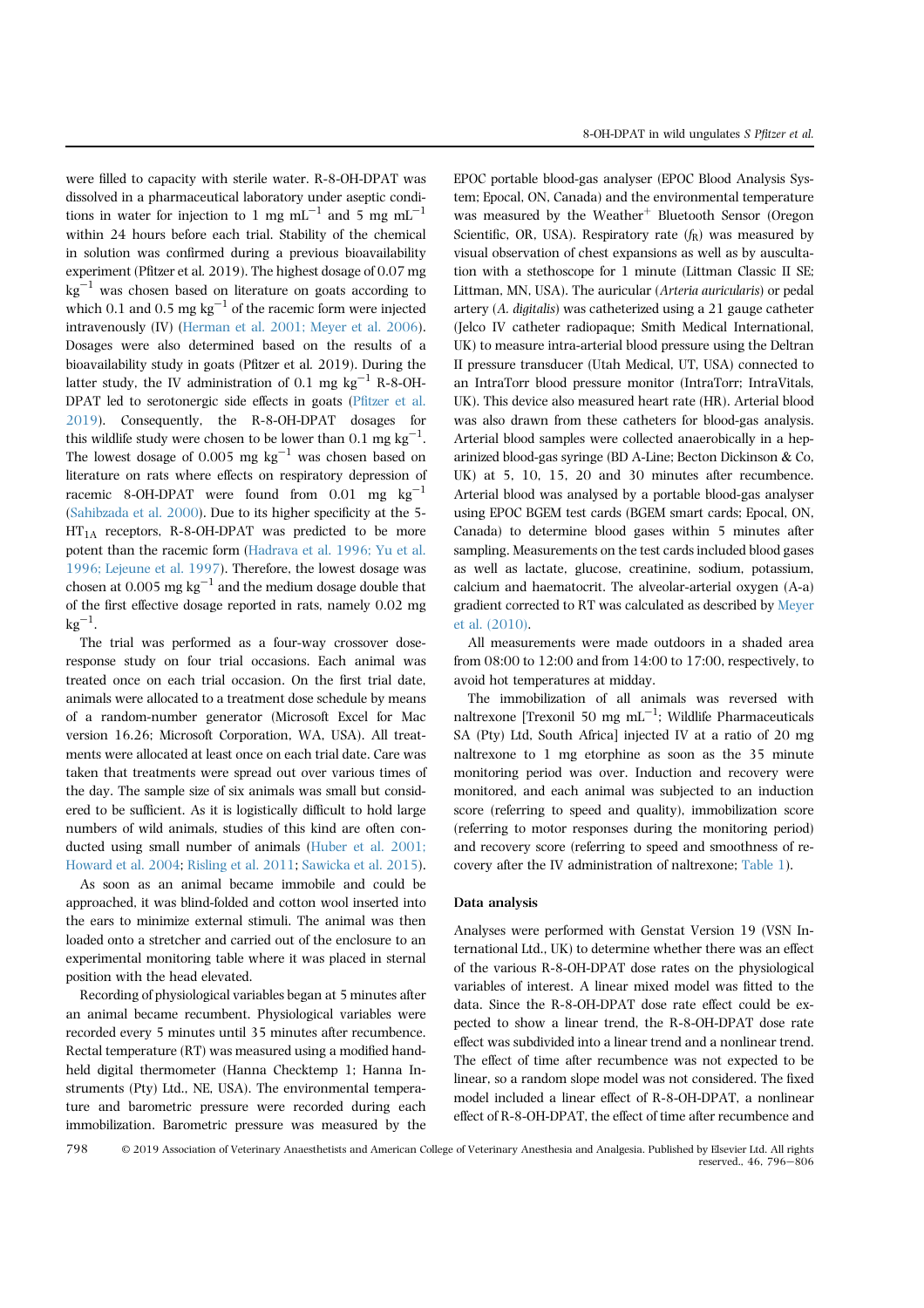were filled to capacity with sterile water. R-8-OH-DPAT was dissolved in a pharmaceutical laboratory under aseptic conditions in water for injection to 1 mg $mL^{-1}$ and 5 mg $mL^{-1}$ within 24 hours before each trial. Stability of the chemical in solution was confirmed during a previous bioavailability experiment (Pfitzer et al. 2019). The highest dosage of 0.07 mg $kg^{-1}$ was chosen based on literature on goats according to which 0.1 and 0.5 mg $kg^{-1}$ of the racemic form were injected intravenously (IV) (Herman et al. 2001; Meyer et al. 2006). Dosages were also determined based on the results of a bioavailability study in goats (Pfitzer et al. 2019). During the latter study, the IV administration of 0.1 mg $kg^{-1}$ R-8-OH-DPAT led to serotonergic side effects in goats (Pfitzer et al. 2019). Consequently, the R-8-OH-DPAT dosages for this wildlife study were chosen to be lower than 0.1 mg $kg^{-1}$. The lowest dosage of 0.005 mg $kg^{-1}$ was chosen based on literature on rats where effects on respiratory depression of racemic 8-OH-DPAT were found from 0.01 mg $kg^{-1}$ (Sahibzada et al. 2000). Due to its higher specificity at the 5-$HT_{1A}$ receptors, R-8-OH-DPAT was predicted to be more potent than the racemic form (Hadrava et al. 1996; Yu et al. 1996; Lejeune et al. 1997). Therefore, the lowest dosage was chosen at 0.005 mg $kg^{-1}$ and the medium dosage double that of the first effective dosage reported in rats, namely 0.02 mg $kg^{-1}$.

The trial was performed as a four-way crossover dose-response study on four trial occasions. Each animal was treated once on each trial occasion. On the first trial date, animals were allocated to a treatment dose schedule by means of a random-number generator (Microsoft Excel for Mac version 16.26; Microsoft Corporation, WA, USA). All treatments were allocated at least once on each trial date. Care was taken that treatments were spread out over various times of the day. The sample size of six animals was small but considered to be sufficient. As it is logistically difficult to hold large numbers of wild animals, studies of this kind are often conducted using small number of animals (Huber et al. 2001; Howard et al. 2004; Risling et al. 2011; Sawicka et al. 2015).

As soon as an animal became immobile and could be approached, it was blind-folded and cotton wool inserted into the ears to minimize external stimuli. The animal was then loaded onto a stretcher and carried out of the enclosure to an experimental monitoring table where it was placed in sternal position with the head elevated.

Recording of physiological variables began at 5 minutes after an animal became recumbent. Physiological variables were recorded every 5 minutes until 35 minutes after recumbence. Rectal temperature (RT) was measured using a modified hand-held digital thermometer (Hanna Checktemp 1; Hanna Instruments (Pty) Ltd., NE, USA). The environmental temperature and barometric pressure were recorded during each immobilization. Barometric pressure was measured by the EPOC portable blood-gas analyser (EPOC Blood Analysis System; Epocal, ON, Canada) and the environmental temperature was measured by the Weather$^{+}$ Bluetooth Sensor (Oregon Scientific, OR, USA). Respiratory rate ($f_R$) was measured by visual observation of chest expansions as well as by auscultation with a stethoscope for 1 minute (Littman Classic II SE; Littman, MN, USA). The auricular (*Arteria auricularis*) or pedal artery (*A. digitalis*) was catheterized using a 21 gauge catheter (Jelco IV catheter radiopaque; Smith Medical International, UK) to measure intra-arterial blood pressure using the Deltran II pressure transducer (Utah Medical, UT, USA) connected to an IntraTorr blood pressure monitor (IntraTorr; IntraVitals, UK). This device also measured heart rate (HR). Arterial blood was also drawn from these catheters for blood-gas analysis. Arterial blood samples were collected anaerobically in a heparinized blood-gas syringe (BD A-Line; Becton Dickinson & Co, UK) at 5, 10, 15, 20 and 30 minutes after recumbence. Arterial blood was analysed by a portable blood-gas analyser using EPOC BGEM test cards (BGEM smart cards; Epocal, ON, Canada) to determine blood gases within 5 minutes after sampling. Measurements on the test cards included blood gases as well as lactate, glucose, creatinine, sodium, potassium, calcium and haematocrit. The alveolar-arterial oxygen (A-a) gradient corrected to RT was calculated as described by Meyer et al. (2010).

All measurements were made outdoors in a shaded area from 08:00 to 12:00 and from 14:00 to 17:00, respectively, to avoid hot temperatures at midday.

The immobilization of all animals was reversed with naltrexone [Trexonil 50 mg $mL^{-1}$; Wildlife Pharmaceuticals SA (Pty) Ltd, South Africa] injected IV at a ratio of 20 mg naltrexone to 1 mg etorphine as soon as the 35 minute monitoring period was over. Induction and recovery were monitored, and each animal was subjected to an induction score (referring to speed and quality), immobilization score (referring to motor responses during the monitoring period) and recovery score (referring to speed and smoothness of recovery after the IV administration of naltrexone; Table 1).

## Data analysis

Analyses were performed with Genstat Version 19 (VSN International Ltd., UK) to determine whether there was an effect of the various R-8-OH-DPAT dose rates on the physiological variables of interest. A linear mixed model was fitted to the data. Since the R-8-OH-DPAT dose rate effect could be expected to show a linear trend, the R-8-OH-DPAT dose rate effect was subdivided into a linear trend and a nonlinear trend. The effect of time after recumbence was not expected to be linear, so a random slope model was not considered. The fixed model included a linear effect of R-8-OH-DPAT, a nonlinear effect of R-8-OH-DPAT, the effect of time after recumbence and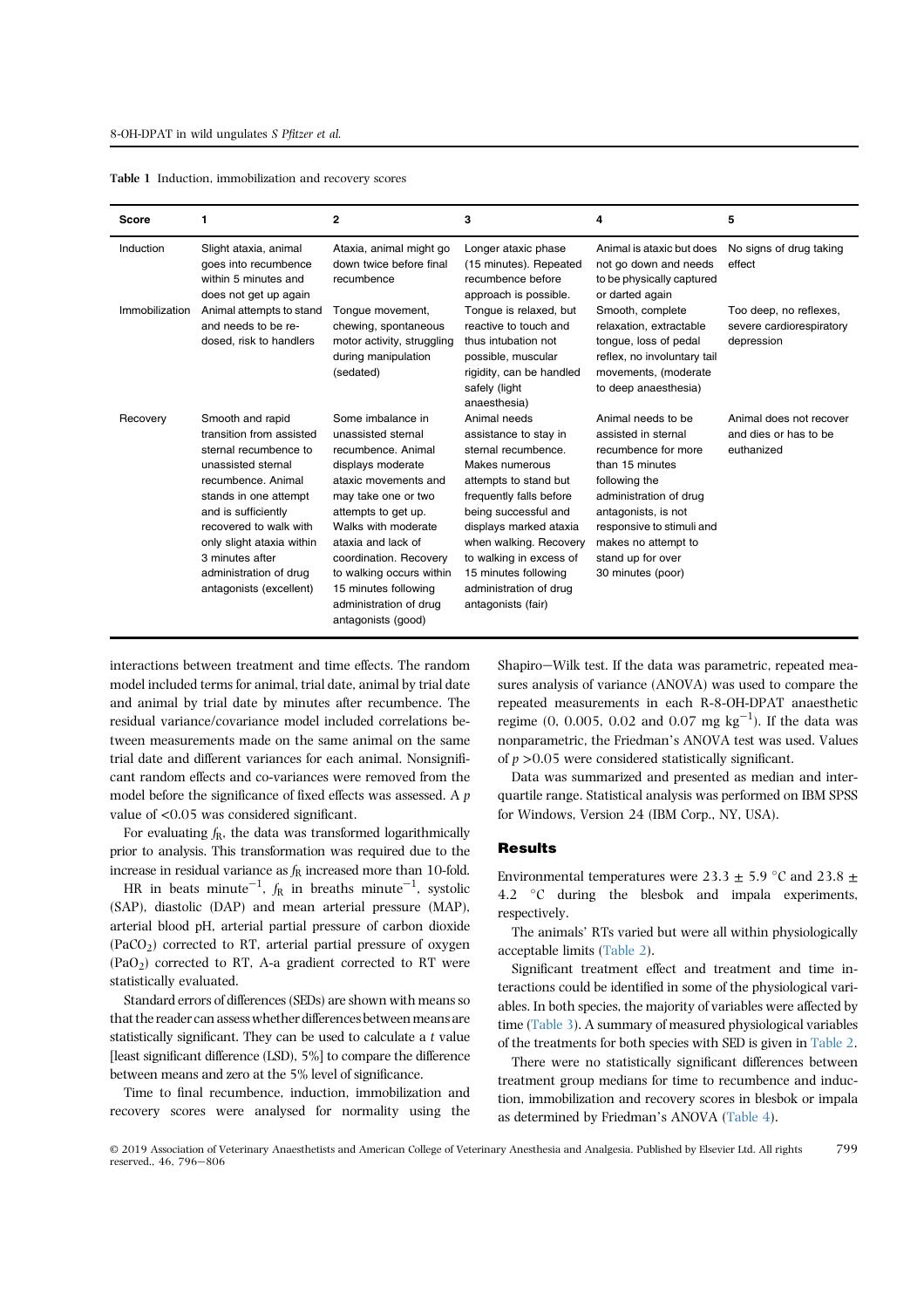Table 1 Induction, immobilization and recovery scores

| Score | 1 | 2 | 3 | 4 | 5 |
|---|---|---|---|---|---|
| Induction | Slight ataxia, animal goes into recumbence within 5 minutes and does not get up again | Ataxia, animal might go down twice before final recumbence | Longer ataxic phase (15 minutes). Repeated recumbence before approach is possible. | Animal is ataxic but does not go down and needs to be physically captured or darted again | No signs of drug taking effect |
| Immobilization | Animal attempts to stand and needs to be re-dosed, risk to handlers | Tongue movement, chewing, spontaneous motor activity, struggling during manipulation (sedated) | Tongue is relaxed, but reactive to touch and thus intubation not possible, muscular rigidity, can be handled safely (light anaesthesia) | Smooth, complete relaxation, extractable tongue, loss of pedal reflex, no involuntary tail movements, (moderate to deep anaesthesia) | Too deep, no reflexes, severe cardiorespiratory depression |
| Recovery | Smooth and rapid transition from assisted sternal recumbence to unassisted sternal recumbence. Animal stands in one attempt and is sufficiently recovered to walk with only slight ataxia within 3 minutes after administration of drug antagonists (excellent) | Some imbalance in unassisted sternal recumbence. Animal displays moderate ataxic movements and may take one or two attempts to get up. Walks with moderate ataxia and lack of coordination. Recovery to walking occurs within 15 minutes following administration of drug antagonists (good) | Animal needs assistance to stay in sternal recumbence. Makes numerous attempts to stand but frequently falls before being successful and displays marked ataxia when walking. Recovery to walking in excess of 15 minutes following administration of drug antagonists (fair) | Animal needs to be assisted in sternal recumbence for more than 15 minutes following the administration of drug antagonists, is not responsive to stimuli and makes no attempt to stand up for over 30 minutes (poor) | Animal does not recover and dies or has to be euthanized |

interactions between treatment and time effects. The random model included terms for animal, trial date, animal by trial date and animal by trial date by minutes after recumbence. The residual variance/covariance model included correlations between measurements made on the same animal on the same trial date and different variances for each animal. Nonsignificant random effects and co-variances were removed from the model before the significance of fixed effects was assessed. A $p$ value of <0.05 was considered significant.

For evaluating $f_R$, the data was transformed logarithmically prior to analysis. This transformation was required due to the increase in residual variance as $f_R$ increased more than 10-fold.

HR in beats minute$^{-1}$, $f_R$ in breaths minute$^{-1}$, systolic (SAP), diastolic (DAP) and mean arterial pressure (MAP), arterial blood pH, arterial partial pressure of carbon dioxide ($PaCO_2$) corrected to RT, arterial partial pressure of oxygen ($PaO_2$) corrected to RT, A-a gradient corrected to RT were statistically evaluated.

Standard errors of differences (SEDs) are shown with means so that the reader can assess whether differences between means are statistically significant. They can be used to calculate a $t$ value [least significant difference (LSD), 5%] to compare the difference between means and zero at the 5% level of significance.

Time to final recumbence, induction, immobilization and recovery scores were analysed for normality using the Shapiro−Wilk test. If the data was parametric, repeated measures analysis of variance (ANOVA) was used to compare the repeated measurements in each R-8-OH-DPAT anaesthetic regime (0, 0.005, 0.02 and 0.07 mg kg$^{-1}$). If the data was nonparametric, the Friedman's ANOVA test was used. Values of $p$ >0.05 were considered statistically significant.

Data was summarized and presented as median and interquartile range. Statistical analysis was performed on IBM SPSS for Windows, Version 24 (IBM Corp., NY, USA).

## Results

Environmental temperatures were 23.3 ± 5.9 °C and 23.8 ± 4.2 °C during the blesbok and impala experiments, respectively.

The animals' RTs varied but were all within physiologically acceptable limits (Table 2).

Significant treatment effect and treatment and time interactions could be identified in some of the physiological variables. In both species, the majority of variables were affected by time (Table 3). A summary of measured physiological variables of the treatments for both species with SED is given in Table 2.

There were no statistically significant differences between treatment group medians for time to recumbence and induction, immobilization and recovery scores in blesbok or impala as determined by Friedman's ANOVA (Table 4).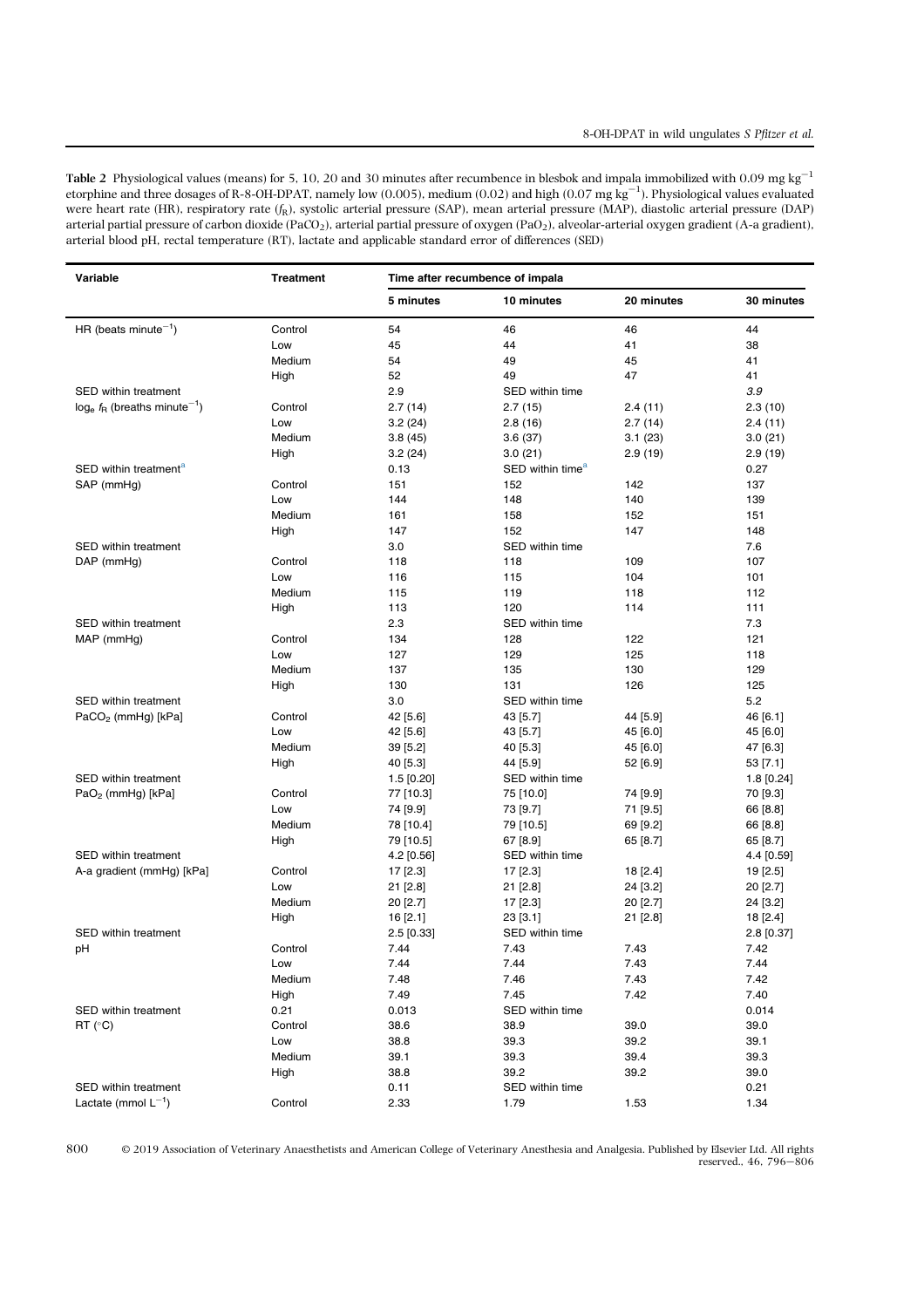**Table 2** Physiological values (means) for 5, 10, 20 and 30 minutes after recumbence in blesbok and impala immobilized with 0.09 mg $kg^{-1}$ etorphine and three dosages of R-8-OH-DPAT, namely low (0.005), medium (0.02) and high (0.07 mg $kg^{-1}$). Physiological values evaluated were heart rate (HR), respiratory rate ($f_R$), systolic arterial pressure (SAP), mean arterial pressure (MAP), diastolic arterial pressure (DAP) arterial partial pressure of carbon dioxide ($PaCO_2$), arterial partial pressure of oxygen ($PaO_2$), alveolar-arterial oxygen gradient (A-a gradient), arterial blood pH, rectal temperature (RT), lactate and applicable standard error of differences (SED)

| Variable | Treatment | Time after recumbence of impala | | | |
|---|---|---|---|---|---|
| | | 5 minutes | 10 minutes | 20 minutes | 30 minutes |
| HR (beats $minute^{-1}$) | Control | 54 | 46 | 46 | 44 |
| | Low | 45 | 44 | 41 | 38 |
| | Medium | 54 | 49 | 45 | 41 |
| | High | 52 | 49 | 47 | 41 |
| SED within treatment | | 2.9 | SED within time | | 3.9 |
| $\log_e f_R$ (breaths $minute^{-1}$) | Control | 2.7 (14) | 2.7 (15) | 2.4 (11) | 2.3 (10) |
| | Low | 3.2 (24) | 2.8 (16) | 2.7 (14) | 2.4 (11) |
| | Medium | 3.8 (45) | 3.6 (37) | 3.1 (23) | 3.0 (21) |
| | High | 3.2 (24) | 3.0 (21) | 2.9 (19) | 2.9 (19) |
| SED within treatment[a] | | 0.13 | SED within time[a] | | 0.27 |
| SAP (mmHg) | Control | 151 | 152 | 142 | 137 |
| | Low | 144 | 148 | 140 | 139 |
| | Medium | 161 | 158 | 152 | 151 |
| | High | 147 | 152 | 147 | 148 |
| SED within treatment | | 3.0 | SED within time | | 7.6 |
| DAP (mmHg) | Control | 118 | 118 | 109 | 107 |
| | Low | 116 | 115 | 104 | 101 |
| | Medium | 115 | 119 | 118 | 112 |
| | High | 113 | 120 | 114 | 111 |
| SED within treatment | | 2.3 | SED within time | | 7.3 |
| MAP (mmHg) | Control | 134 | 128 | 122 | 121 |
| | Low | 127 | 129 | 125 | 118 |
| | Medium | 137 | 135 | 130 | 129 |
| | High | 130 | 131 | 126 | 125 |
| SED within treatment | | 3.0 | SED within time | | 5.2 |
| $PaCO_2$ (mmHg) [kPa] | Control | 42 [5.6] | 43 [5.7] | 44 [5.9] | 46 [6.1] |
| | Low | 42 [5.6] | 43 [5.7] | 45 [6.0] | 45 [6.0] |
| | Medium | 39 [5.2] | 40 [5.3] | 45 [6.0] | 47 [6.3] |
| | High | 40 [5.3] | 44 [5.9] | 52 [6.9] | 53 [7.1] |
| SED within treatment | | 1.5 [0.20] | SED within time | | 1.8 [0.24] |
| $PaO_2$ (mmHg) [kPa] | Control | 77 [10.3] | 75 [10.0] | 74 [9.9] | 70 [9.3] |
| | Low | 74 [9.9] | 73 [9.7] | 71 [9.5] | 66 [8.8] |
| | Medium | 78 [10.4] | 79 [10.5] | 69 [9.2] | 66 [8.8] |
| | High | 79 [10.5] | 67 [8.9] | 65 [8.7] | 65 [8.7] |
| SED within treatment | | 4.2 [0.56] | SED within time | | 4.4 [0.59] |
| A-a gradient (mmHg) [kPa] | Control | 17 [2.3] | 17 [2.3] | 18 [2.4] | 19 [2.5] |
| | Low | 21 [2.8] | 21 [2.8] | 24 [3.2] | 20 [2.7] |
| | Medium | 20 [2.7] | 17 [2.3] | 20 [2.7] | 24 [3.2] |
| | High | 16 [2.1] | 23 [3.1] | 21 [2.8] | 18 [2.4] |
| SED within treatment | | 2.5 [0.33] | SED within time | | 2.8 [0.37] |
| pH | Control | 7.44 | 7.43 | 7.43 | 7.42 |
| | Low | 7.44 | 7.44 | 7.43 | 7.44 |
| | Medium | 7.48 | 7.46 | 7.43 | 7.42 |
| | High | 7.49 | 7.45 | 7.42 | 7.40 |
| SED within treatment | 0.21 | 0.013 | SED within time | | 0.014 |
| RT (°C) | Control | 38.6 | 38.9 | 39.0 | 39.0 |
| | Low | 38.8 | 39.3 | 39.2 | 39.1 |
| | Medium | 39.1 | 39.3 | 39.4 | 39.3 |
| | High | 38.8 | 39.2 | 39.2 | 39.0 |
| SED within treatment | | 0.11 | SED within time | | 0.21 |
| Lactate (mmol $L^{-1}$) | Control | 2.33 | 1.79 | 1.53 | 1.34 |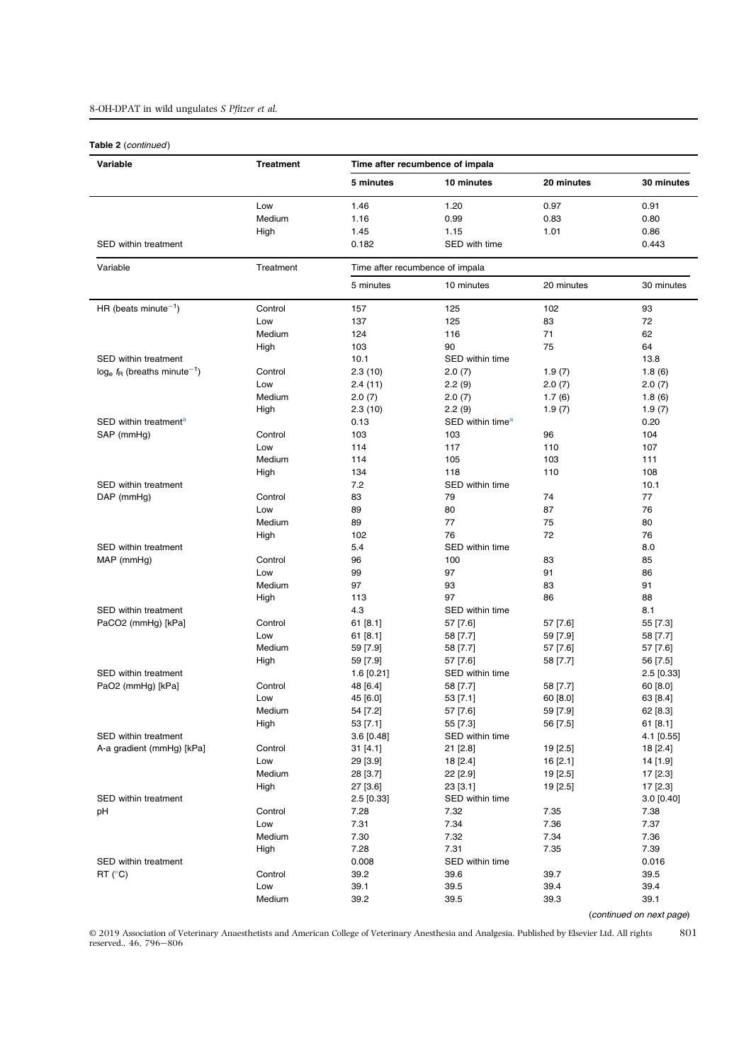**Table 2** (*continued*)

| Variable | Treatment | Time after recumbence of impala | | | |
|---|---|---|---|---|---|
| | | 5 minutes | 10 minutes | 20 minutes | 30 minutes |
| | Low | 1.46 | 1.20 | 0.97 | 0.91 |
| | Medium | 1.16 | 0.99 | 0.83 | 0.80 |
| | High | 1.45 | 1.15 | 1.01 | 0.86 |
| SED within treatment | | 0.182 | SED with time | | 0.443 |

| Variable | Treatment | Time after recumbence of impala | | | |
|---|---|---|---|---|---|
| | | 5 minutes | 10 minutes | 20 minutes | 30 minutes |
| HR (beats minute$^{-1}$) | Control | 157 | 125 | 102 | 93 |
| | Low | 137 | 125 | 83 | 72 |
| | Medium | 124 | 116 | 71 | 62 |
| | High | 103 | 90 | 75 | 64 |
| SED within treatment | | 10.1 | SED within time | | 13.8 |
| $\log_e f_R$ (breaths minute$^{-1}$) | Control | 2.3 (10) | 2.0 (7) | 1.9 (7) | 1.8 (6) |
| | Low | 2.4 (11) | 2.2 (9) | 2.0 (7) | 2.0 (7) |
| | Medium | 2.0 (7) | 2.0 (7) | 1.7 (6) | 1.8 (6) |
| | High | 2.3 (10) | 2.2 (9) | 1.9 (7) | 1.9 (7) |
| SED within treatment[a] | | 0.13 | SED within time[a] | | 0.20 |
| SAP (mmHg) | Control | 103 | 103 | 96 | 104 |
| | Low | 114 | 117 | 110 | 107 |
| | Medium | 114 | 105 | 103 | 111 |
| | High | 134 | 118 | 110 | 108 |
| SED within treatment | | 7.2 | SED within time | | 10.1 |
| DAP (mmHg) | Control | 83 | 79 | 74 | 77 |
| | Low | 89 | 80 | 87 | 76 |
| | Medium | 89 | 77 | 75 | 80 |
| | High | 102 | 76 | 72 | 76 |
| SED within treatment | | 5.4 | SED within time | | 8.0 |
| MAP (mmHg) | Control | 96 | 100 | 83 | 85 |
| | Low | 99 | 97 | 91 | 86 |
| | Medium | 97 | 93 | 83 | 91 |
| | High | 113 | 97 | 86 | 88 |
| SED within treatment | | 4.3 | SED within time | | 8.1 |
| $PaCO_2$ (mmHg) [kPa] | Control | 61 [8.1] | 57 [7.6] | 57 [7.6] | 55 [7.3] |
| | Low | 61 [8.1] | 58 [7.7] | 59 [7.9] | 58 [7.7] |
| | Medium | 59 [7.9] | 58 [7.7] | 57 [7.6] | 57 [7.6] |
| | High | 59 [7.9] | 57 [7.6] | 58 [7.7] | 56 [7.5] |
| SED within treatment | | 1.6 [0.21] | SED within time | | 2.5 [0.33] |
| $PaO_2$ (mmHg) [kPa] | Control | 48 [6.4] | 58 [7.7] | 58 [7.7] | 60 [8.0] |
| | Low | 45 [6.0] | 53 [7.1] | 60 [8.0] | 63 [8.4] |
| | Medium | 54 [7.2] | 57 [7.6] | 59 [7.9] | 62 [8.3] |
| | High | 53 [7.1] | 55 [7.3] | 56 [7.5] | 61 [8.1] |
| SED within treatment | | 3.6 [0.48] | SED within time | | 4.1 [0.55] |
| A-a gradient (mmHg) [kPa] | Control | 31 [4.1] | 21 [2.8] | 19 [2.5] | 18 [2.4] |
| | Low | 29 [3.9] | 18 [2.4] | 16 [2.1] | 14 [1.9] |
| | Medium | 28 [3.7] | 22 [2.9] | 19 [2.5] | 17 [2.3] |
| | High | 27 [3.6] | 23 [3.1] | 19 [2.5] | 17 [2.3] |
| SED within treatment | | 2.5 [0.33] | SED within time | | 3.0 [0.40] |
| pH | Control | 7.28 | 7.32 | 7.35 | 7.38 |
| | Low | 7.31 | 7.34 | 7.36 | 7.37 |
| | Medium | 7.30 | 7.32 | 7.34 | 7.36 |
| | High | 7.28 | 7.31 | 7.35 | 7.39 |
| SED within treatment | | 0.008 | SED within time | | 0.016 |
| RT (°C) | Control | 39.2 | 39.6 | 39.7 | 39.5 |
| | Low | 39.1 | 39.5 | 39.4 | 39.4 |
| | Medium | 39.2 | 39.5 | 39.3 | 39.1 |

(*continued on next page*)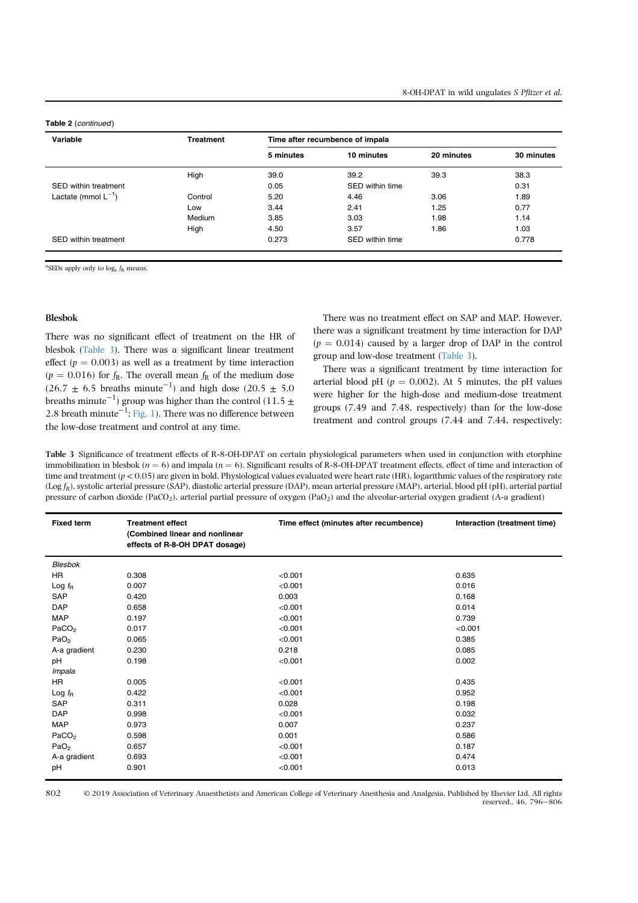**Table 2** (*continued*)

| Variable | Treatment | Time after recumbence of impala | | | |
|---|---|---|---|---|---|
| | | 5 minutes | 10 minutes | 20 minutes | 30 minutes |
| | High | 39.0 | 39.2 | 39.3 | 38.3 |
| SED within treatment | | 0.05 | SED within time | | 0.31 |
| Lactate (mmol $L^{-1}$) | Control | 5.20 | 4.46 | 3.06 | 1.89 |
| | Low | 3.44 | 2.41 | 1.25 | 0.77 |
| | Medium | 3.85 | 3.03 | 1.98 | 1.14 |
| | High | 4.50 | 3.57 | 1.86 | 1.03 |
| SED within treatment | | 0.273 | SED within time | | 0.778 |

[a]SEDs apply only to $\log_e f_R$ means.

### Blesbok

There was no significant effect of treatment on the HR of blesbok (Table 3). There was a significant linear treatment effect ($p = 0.003$) as well as a treatment by time interaction ($p = 0.016$) for $f_R$. The overall mean $f_R$ of the medium dose ($26.7 \pm 6.5$ breaths minute$^{-1}$) and high dose ($20.5 \pm 5.0$ breaths minute$^{-1}$) group was higher than the control ($11.5 \pm 2.8$ breath minute$^{-1}$; Fig. 1). There was no difference between the low-dose treatment and control at any time.

There was no treatment effect on SAP and MAP. However, there was a significant treatment by time interaction for DAP ($p = 0.014$) caused by a larger drop of DAP in the control group and low-dose treatment (Table 3).

There was a significant treatment by time interaction for arterial blood pH ($p = 0.002$). At 5 minutes, the pH values were higher for the high-dose and medium-dose treatment groups (7.49 and 7.48, respectively) than for the low-dose treatment and control groups (7.44 and 7.44, respectively;

**Table 3** Significance of treatment effects of R-8-OH-DPAT on certain physiological parameters when used in conjunction with etorphine immobilization in blesbok ($n = 6$) and impala ($n = 6$). Significant results of R-8-OH-DPAT treatment effects, effect of time and interaction of time and treatment ($p < 0.05$) are given in bold. Physiological values evaluated were heart rate (HR), logarithmic values of the respiratory rate (Log $f_R$), systolic arterial pressure (SAP), diastolic arterial pressure (DAP), mean arterial pressure (MAP), arterial, blood pH (pH), arterial partial pressure of carbon dioxide ($PaCO_2$), arterial partial pressure of oxygen ($PaO_2$) and the alveolar-arterial oxygen gradient (A-a gradient)

| Fixed term | Treatment effect (Combined linear and nonlinear effects of R-8-OH DPAT dosage) | Time effect (minutes after recumbence) | Interaction (treatment time) |
|---|---|---|---|
| *Blesbok* | | | |
| HR | 0.308 | <0.001 | 0.635 |
| Log $f_R$ | 0.007 | <0.001 | 0.016 |
| SAP | 0.420 | 0.003 | 0.168 |
| DAP | 0.658 | <0.001 | 0.014 |
| MAP | 0.197 | <0.001 | 0.739 |
| $PaCO_2$ | 0.017 | <0.001 | <0.001 |
| $PaO_2$ | 0.065 | <0.001 | 0.385 |
| A-a gradient | 0.230 | 0.218 | 0.085 |
| pH | 0.198 | <0.001 | 0.002 |
| *Impala* | | | |
| HR | 0.005 | <0.001 | 0.435 |
| Log $f_R$ | 0.422 | <0.001 | 0.952 |
| SAP | 0.311 | 0.028 | 0.198 |
| DAP | 0.998 | <0.001 | 0.032 |
| MAP | 0.973 | 0.007 | 0.237 |
| $PaCO_2$ | 0.598 | 0.001 | 0.586 |
| $PaO_2$ | 0.657 | <0.001 | 0.187 |
| A-a gradient | 0.693 | <0.001 | 0.474 |
| pH | 0.901 | <0.001 | 0.013 |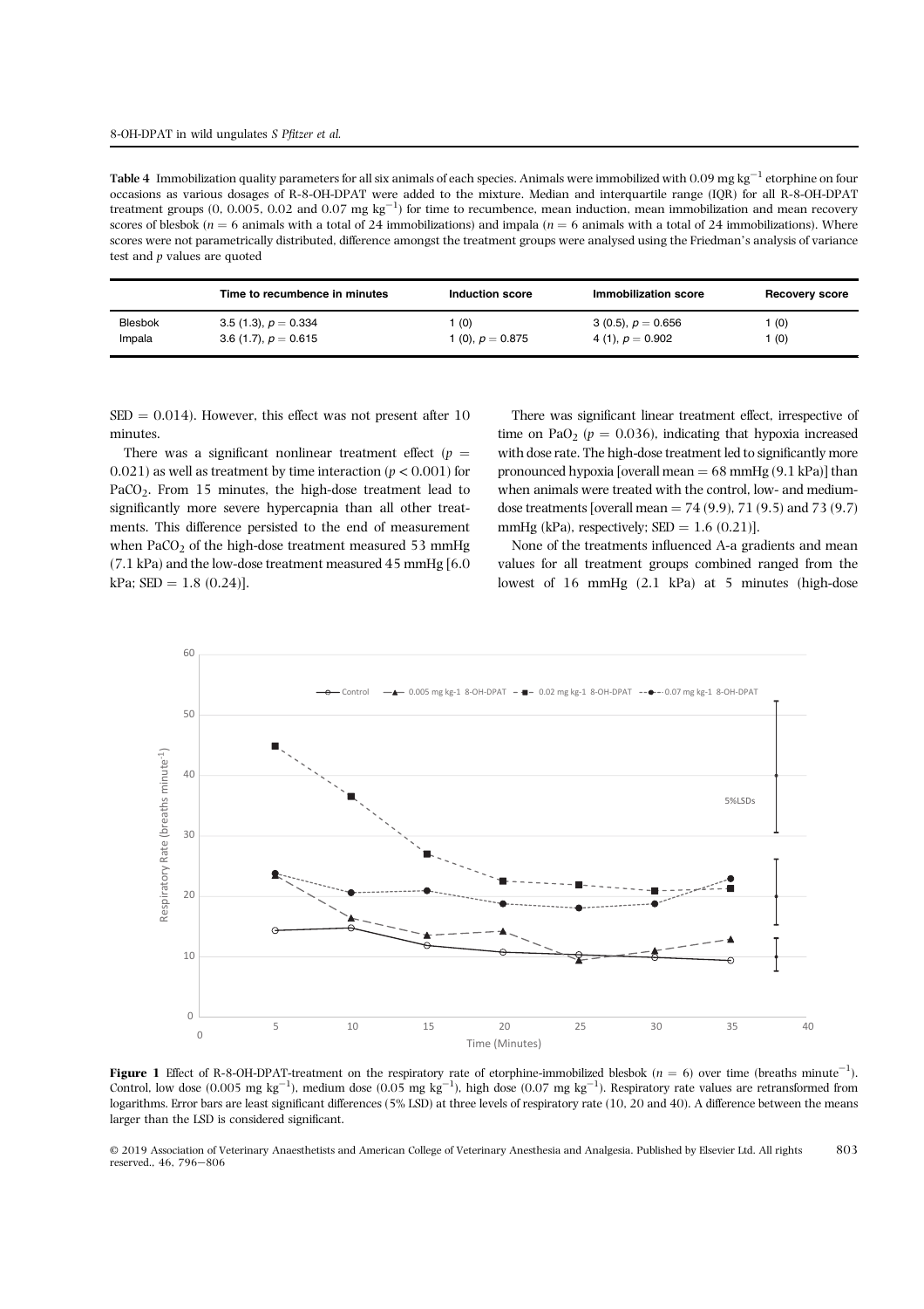**Table 4** Immobilization quality parameters for all six animals of each species. Animals were immobilized with 0.09 mg kg$^{-1}$ etorphine on four occasions as various dosages of R-8-OH-DPAT were added to the mixture. Median and interquartile range (IQR) for all R-8-OH-DPAT treatment groups (0, 0.005, 0.02 and 0.07 mg kg$^{-1}$) for time to recumbence, mean induction, mean immobilization and mean recovery scores of blesbok ($n = 6$ animals with a total of 24 immobilizations) and impala ($n = 6$ animals with a total of 24 immobilizations). Where scores were not parametrically distributed, difference amongst the treatment groups were analysed using the Friedman's analysis of variance test and $p$ values are quoted

| | Time to recumbence in minutes | Induction score | Immobilization score | Recovery score |
|---|---|---|---|---|
| Blesbok | 3.5 (1.3), $p = 0.334$ | 1 (0) | 3 (0.5), $p = 0.656$ | 1 (0) |
| Impala | 3.6 (1.7), $p = 0.615$ | 1 (0), $p = 0.875$ | 4 (1), $p = 0.902$ | 1 (0) |

SED = 0.014). However, this effect was not present after 10 minutes.

There was a significant nonlinear treatment effect ($p = 0.021$) as well as treatment by time interaction ($p < 0.001$) for $PaCO_2$. From 15 minutes, the high-dose treatment lead to significantly more severe hypercapnia than all other treatments. This difference persisted to the end of measurement when $PaCO_2$ of the high-dose treatment measured 53 mmHg (7.1 kPa) and the low-dose treatment measured 45 mmHg [6.0 kPa; SED = 1.8 (0.24)].

There was significant linear treatment effect, irrespective of time on $PaO_2$ ($p = 0.036$), indicating that hypoxia increased with dose rate. The high-dose treatment led to significantly more pronounced hypoxia [overall mean = 68 mmHg (9.1 kPa)] than when animals were treated with the control, low- and medium-dose treatments [overall mean = 74 (9.9), 71 (9.5) and 73 (9.7) mmHg (kPa), respectively; SED = 1.6 (0.21)].

None of the treatments influenced A-a gradients and mean values for all treatment groups combined ranged from the lowest of 16 mmHg (2.1 kPa) at 5 minutes (high-dose

**Figure 1** Effect of R-8-OH-DPAT-treatment on the respiratory rate of etorphine-immobilized blesbok ($n = 6$) over time (breaths minute$^{-1}$). Control, low dose (0.005 mg kg$^{-1}$), medium dose (0.05 mg kg$^{-1}$), high dose (0.07 mg kg$^{-1}$). Respiratory rate values are retransformed from logarithms. Error bars are least significant differences (5% LSD) at three levels of respiratory rate (10, 20 and 40). A difference between the means larger than the LSD is considered significant.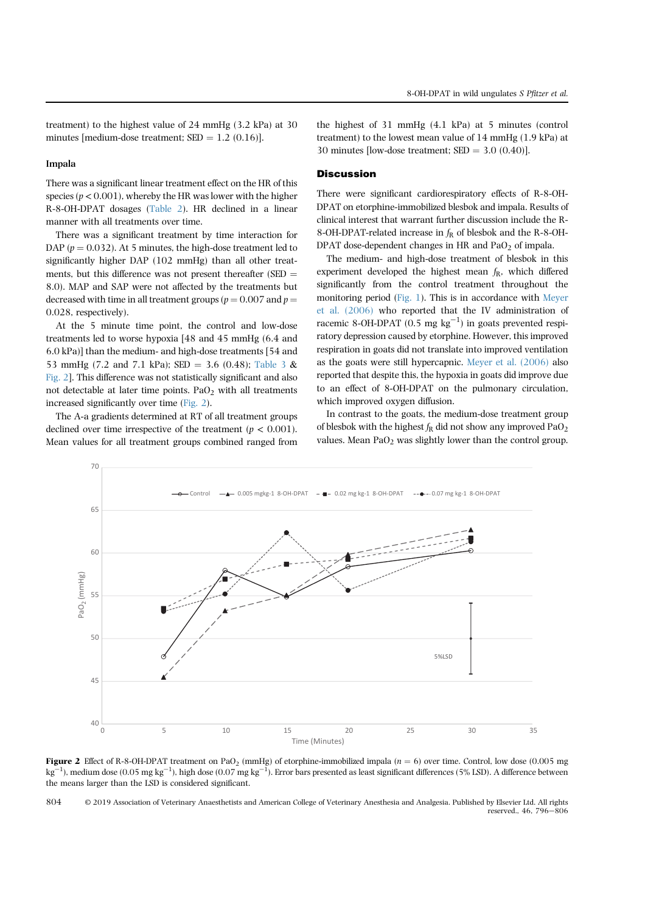treatment) to the highest value of 24 mmHg (3.2 kPa) at 30 minutes [medium-dose treatment; SED = 1.2 (0.16)].

### Impala

There was a significant linear treatment effect on the HR of this species ($p < 0.001$), whereby the HR was lower with the higher R-8-OH-DPAT dosages (Table 2). HR declined in a linear manner with all treatments over time.

There was a significant treatment by time interaction for DAP ($p = 0.032$). At 5 minutes, the high-dose treatment led to significantly higher DAP (102 mmHg) than all other treatments, but this difference was not present thereafter (SED = 8.0). MAP and SAP were not affected by the treatments but decreased with time in all treatment groups ($p = 0.007$ and $p = 0.028$, respectively).

At the 5 minute time point, the control and low-dose treatments led to worse hypoxia [48 and 45 mmHg (6.4 and 6.0 kPa)] than the medium- and high-dose treatments [54 and 53 mmHg (7.2 and 7.1 kPa); SED = 3.6 (0.48); Table 3 & Fig. 2]. This difference was not statistically significant and also not detectable at later time points. $PaO_2$ with all treatments increased significantly over time (Fig. 2).

The A-a gradients determined at RT of all treatment groups declined over time irrespective of the treatment ($p < 0.001$). Mean values for all treatment groups combined ranged from the highest of 31 mmHg (4.1 kPa) at 5 minutes (control treatment) to the lowest mean value of 14 mmHg (1.9 kPa) at 30 minutes [low-dose treatment; SED = 3.0 (0.40)].

## Discussion

There were significant cardiorespiratory effects of R-8-OH-DPAT on etorphine-immobilized blesbok and impala. Results of clinical interest that warrant further discussion include the R-8-OH-DPAT-related increase in $f_R$ of blesbok and the R-8-OH-DPAT dose-dependent changes in HR and $PaO_2$ of impala.

The medium- and high-dose treatment of blesbok in this experiment developed the highest mean $f_R$, which differed significantly from the control treatment throughout the monitoring period (Fig. 1). This is in accordance with Meyer et al. (2006) who reported that the IV administration of racemic 8-OH-DPAT (0.5 mg $kg^{-1}$) in goats prevented respiratory depression caused by etorphine. However, this improved respiration in goats did not translate into improved ventilation as the goats were still hypercapnic. Meyer et al. (2006) also reported that despite this, the hypoxia in goats did improve due to an effect of 8-OH-DPAT on the pulmonary circulation, which improved oxygen diffusion.

In contrast to the goats, the medium-dose treatment group of blesbok with the highest $f_R$ did not show any improved $PaO_2$ values. Mean $PaO_2$ was slightly lower than the control group.

**Figure 2** Effect of R-8-OH-DPAT treatment on $PaO_2$ (mmHg) of etorphine-immobilized impala ($n = 6$) over time. Control, low dose (0.005 mg $kg^{-1}$), medium dose (0.05 mg $kg^{-1}$), high dose (0.07 mg $kg^{-1}$). Error bars presented as least significant differences (5% LSD). A difference between the means larger than the LSD is considered significant.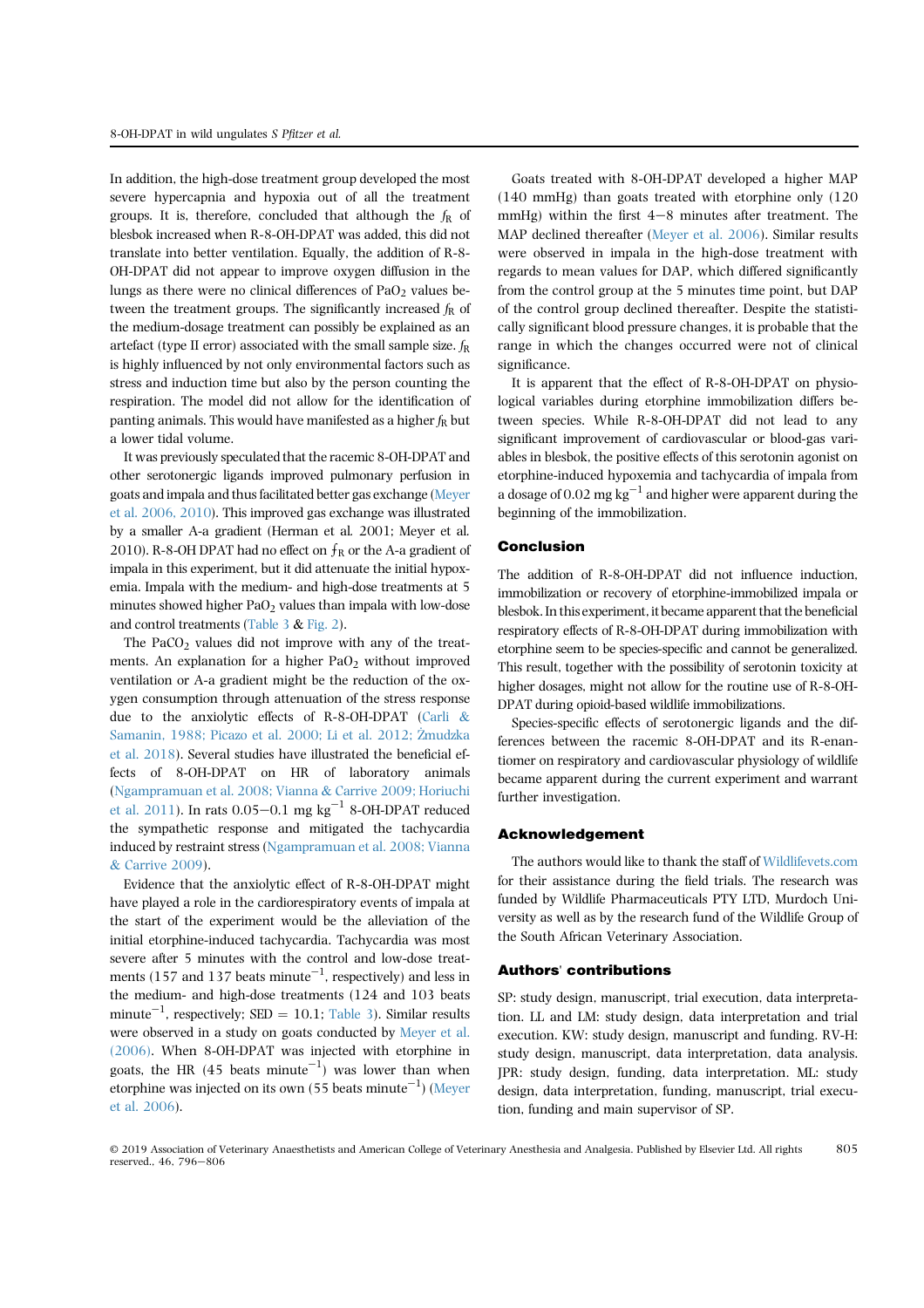In addition, the high-dose treatment group developed the most severe hypercapnia and hypoxia out of all the treatment groups. It is, therefore, concluded that although the $f_R$ of blesbok increased when R-8-OH-DPAT was added, this did not translate into better ventilation. Equally, the addition of R-8-OH-DPAT did not appear to improve oxygen diffusion in the lungs as there were no clinical differences of $PaO_2$ values between the treatment groups. The significantly increased $f_R$ of the medium-dosage treatment can possibly be explained as an artefact (type II error) associated with the small sample size. $f_R$ is highly influenced by not only environmental factors such as stress and induction time but also by the person counting the respiration. The model did not allow for the identification of panting animals. This would have manifested as a higher $f_R$ but a lower tidal volume.

It was previously speculated that the racemic 8-OH-DPAT and other serotonergic ligands improved pulmonary perfusion in goats and impala and thus facilitated better gas exchange (Meyer et al. 2006, 2010). This improved gas exchange was illustrated by a smaller A-a gradient (Herman et al. 2001; Meyer et al. 2010). R-8-OH DPAT had no effect on $f_R$ or the A-a gradient of impala in this experiment, but it did attenuate the initial hypoxemia. Impala with the medium- and high-dose treatments at 5 minutes showed higher $PaO_2$ values than impala with low-dose and control treatments (Table 3 & Fig. 2).

The $PaCO_2$ values did not improve with any of the treatments. An explanation for a higher $PaO_2$ without improved ventilation or A-a gradient might be the reduction of the oxygen consumption through attenuation of the stress response due to the anxiolytic effects of R-8-OH-DPAT (Carli & Samanin, 1988; Picazo et al. 2000; Li et al. 2012; Żmudzka et al. 2018). Several studies have illustrated the beneficial effects of 8-OH-DPAT on HR of laboratory animals (Ngampramuan et al. 2008; Vianna & Carrive 2009; Horiuchi et al. 2011). In rats 0.05−0.1 mg $kg^{-1}$ 8-OH-DPAT reduced the sympathetic response and mitigated the tachycardia induced by restraint stress (Ngampramuan et al. 2008; Vianna & Carrive 2009).

Evidence that the anxiolytic effect of R-8-OH-DPAT might have played a role in the cardiorespiratory events of impala at the start of the experiment would be the alleviation of the initial etorphine-induced tachycardia. Tachycardia was most severe after 5 minutes with the control and low-dose treatments (157 and 137 beats $minute^{-1}$, respectively) and less in the medium- and high-dose treatments (124 and 103 beats $minute^{-1}$, respectively; SED = 10.1; Table 3). Similar results were observed in a study on goats conducted by Meyer et al. (2006). When 8-OH-DPAT was injected with etorphine in goats, the HR (45 beats $minute^{-1}$) was lower than when etorphine was injected on its own (55 beats $minute^{-1}$) (Meyer et al. 2006).

Goats treated with 8-OH-DPAT developed a higher MAP (140 mmHg) than goats treated with etorphine only (120 mmHg) within the first 4−8 minutes after treatment. The MAP declined thereafter (Meyer et al. 2006). Similar results were observed in impala in the high-dose treatment with regards to mean values for DAP, which differed significantly from the control group at the 5 minutes time point, but DAP of the control group declined thereafter. Despite the statistically significant blood pressure changes, it is probable that the range in which the changes occurred were not of clinical significance.

It is apparent that the effect of R-8-OH-DPAT on physiological variables during etorphine immobilization differs between species. While R-8-OH-DPAT did not lead to any significant improvement of cardiovascular or blood-gas variables in blesbok, the positive effects of this serotonin agonist on etorphine-induced hypoxemia and tachycardia of impala from a dosage of 0.02 mg $kg^{-1}$ and higher were apparent during the beginning of the immobilization.

## Conclusion

The addition of R-8-OH-DPAT did not influence induction, immobilization or recovery of etorphine-immobilized impala or blesbok. In this experiment, it became apparent that the beneficial respiratory effects of R-8-OH-DPAT during immobilization with etorphine seem to be species-specific and cannot be generalized. This result, together with the possibility of serotonin toxicity at higher dosages, might not allow for the routine use of R-8-OH-DPAT during opioid-based wildlife immobilizations.

Species-specific effects of serotonergic ligands and the differences between the racemic 8-OH-DPAT and its R-enantiomer on respiratory and cardiovascular physiology of wildlife became apparent during the current experiment and warrant further investigation.

## Acknowledgement

The authors would like to thank the staff of Wildlifevets.com for their assistance during the field trials. The research was funded by Wildlife Pharmaceuticals PTY LTD, Murdoch University as well as by the research fund of the Wildlife Group of the South African Veterinary Association.

## Authors' contributions

SP: study design, manuscript, trial execution, data interpretation. LL and LM: study design, data interpretation and trial execution. KW: study design, manuscript and funding. RV-H: study design, manuscript, data interpretation, data analysis. JPR: study design, funding, data interpretation. ML: study design, data interpretation, funding, manuscript, trial execution, funding and main supervisor of SP.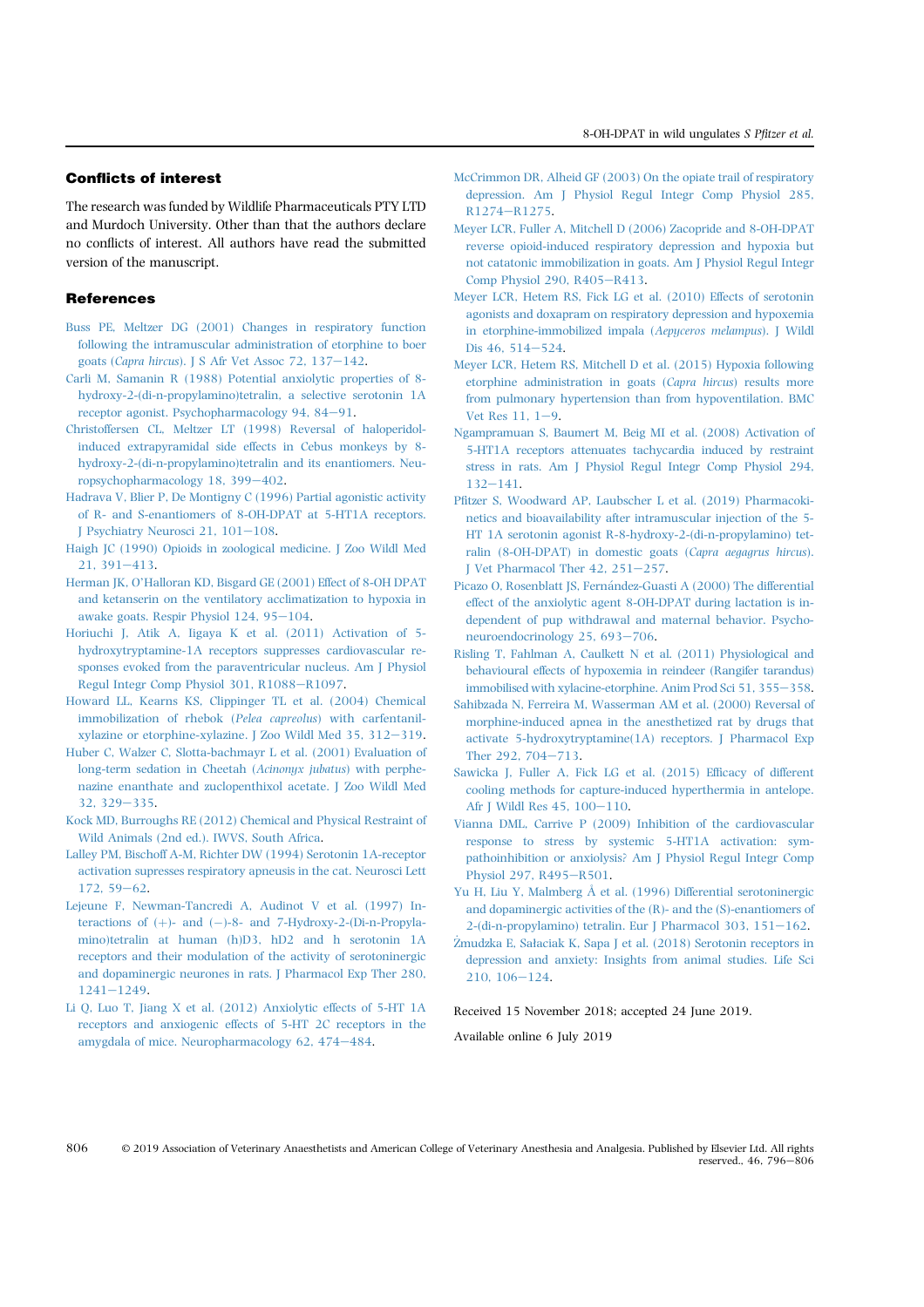## Conflicts of interest

The research was funded by Wildlife Pharmaceuticals PTY LTD and Murdoch University. Other than that the authors declare no conflicts of interest. All authors have read the submitted version of the manuscript.

## References

Buss PE, Meltzer DG (2001) Changes in respiratory function following the intramuscular administration of etorphine to boer goats (*Capra hircus*). J S Afr Vet Assoc 72, 137–142.

Carli M, Samanin R (1988) Potential anxiolytic properties of 8-hydroxy-2-(di-n-propylamino)tetralin, a selective serotonin 1A receptor agonist. Psychopharmacology 94, 84–91.

Christoffersen CL, Meltzer LT (1998) Reversal of haloperidol-induced extrapyramidal side effects in Cebus monkeys by 8-hydroxy-2-(di-n-propylamino)tetralin and its enantiomers. Neuropsychopharmacology 18, 399–402.

Hadrava V, Blier P, De Montigny C (1996) Partial agonistic activity of R- and S-enantiomers of 8-OH-DPAT at 5-HT1A receptors. J Psychiatry Neurosci 21, 101–108.

Haigh JC (1990) Opioids in zoological medicine. J Zoo Wildl Med 21, 391–413.

Herman JK, O'Halloran KD, Bisgard GE (2001) Effect of 8-OH DPAT and ketanserin on the ventilatory acclimatization to hypoxia in awake goats. Respir Physiol 124, 95–104.

Horiuchi J, Atik A, Iigaya K et al. (2011) Activation of 5-hydroxytryptamine-1A receptors suppresses cardiovascular responses evoked from the paraventricular nucleus. Am J Physiol Regul Integr Comp Physiol 301, R1088–R1097.

Howard LL, Kearns KS, Clippinger TL et al. (2004) Chemical immobilization of rhebok (*Pelea capreolus*) with carfentanil-xylazine or etorphine-xylazine. J Zoo Wildl Med 35, 312–319.

Huber C, Walzer C, Slotta-bachmayr L et al. (2001) Evaluation of long-term sedation in Cheetah (*Acinonyx jubatus*) with perphenazine enanthate and zuclopenthixol acetate. J Zoo Wildl Med 32, 329–335.

Kock MD, Burroughs RE (2012) Chemical and Physical Restraint of Wild Animals (2nd ed.). IWVS, South Africa.

Lalley PM, Bischoff A-M, Richter DW (1994) Serotonin 1A-receptor activation supresses respiratory apneusis in the cat. Neurosci Lett 172, 59–62.

Lejeune F, Newman-Tancredi A, Audinot V et al. (1997) Interactions of (+)- and (−)-8- and 7-Hydroxy-2-(Di-n-Propylamino)tetralin at human (h)D3, hD2 and h serotonin 1A receptors and their modulation of the activity of serotoninergic and dopaminergic neurones in rats. J Pharmacol Exp Ther 280, 1241–1249.

Li Q, Luo T, Jiang X et al. (2012) Anxiolytic effects of 5-HT 1A receptors and anxiogenic effects of 5-HT 2C receptors in the amygdala of mice. Neuropharmacology 62, 474–484.

McCrimmon DR, Alheid GF (2003) On the opiate trail of respiratory depression. Am J Physiol Regul Integr Comp Physiol 285, R1274–R1275.

Meyer LCR, Fuller A, Mitchell D (2006) Zacopride and 8-OH-DPAT reverse opioid-induced respiratory depression and hypoxia but not catatonic immobilization in goats. Am J Physiol Regul Integr Comp Physiol 290, R405–R413.

Meyer LCR, Hetem RS, Fick LG et al. (2010) Effects of serotonin agonists and doxapram on respiratory depression and hypoxemia in etorphine-immobilized impala (*Aepyceros melampus*). J Wildl Dis 46, 514–524.

Meyer LCR, Hetem RS, Mitchell D et al. (2015) Hypoxia following etorphine administration in goats (*Capra hircus*) results more from pulmonary hypertension than from hypoventilation. BMC Vet Res 11, 1–9.

Ngampramuan S, Baumert M, Beig MI et al. (2008) Activation of 5-HT1A receptors attenuates tachycardia induced by restraint stress in rats. Am J Physiol Regul Integr Comp Physiol 294, 132–141.

Pfitzer S, Woodward AP, Laubscher L et al. (2019) Pharmacokinetics and bioavailability after intramuscular injection of the 5-HT 1A serotonin agonist R-8-hydroxy-2-(di-n-propylamino) tetralin (8-OH-DPAT) in domestic goats (*Capra aegagrus hircus*). J Vet Pharmacol Ther 42, 251–257.

Picazo O, Rosenblatt JS, Fernández-Guasti A (2000) The differential effect of the anxiolytic agent 8-OH-DPAT during lactation is independent of pup withdrawal and maternal behavior. Psychoneuroendocrinology 25, 693–706.

Risling T, Fahlman A, Caulkett N et al. (2011) Physiological and behavioural effects of hypoxemia in reindeer (Rangifer tarandus) immobilised with xylacine-etorphine. Anim Prod Sci 51, 355–358.

Sahibzada N, Ferreira M, Wasserman AM et al. (2000) Reversal of morphine-induced apnea in the anesthetized rat by drugs that activate 5-hydroxytryptamine(1A) receptors. J Pharmacol Exp Ther 292, 704–713.

Sawicka J, Fuller A, Fick LG et al. (2015) Efficacy of different cooling methods for capture-induced hyperthermia in antelope. Afr J Wildl Res 45, 100–110.

Vianna DML, Carrive P (2009) Inhibition of the cardiovascular response to stress by systemic 5-HT1A activation: sympathoinhibition or anxiolysis? Am J Physiol Regul Integr Comp Physiol 297, R495–R501.

Yu H, Liu Y, Malmberg Å et al. (1996) Differential serotoninergic and dopaminergic activities of the (R)- and the (S)-enantiomers of 2-(di-n-propylamino) tetralin. Eur J Pharmacol 303, 151–162.

Żmudzka E, Sałaciak K, Sapa J et al. (2018) Serotonin receptors in depression and anxiety: Insights from animal studies. Life Sci 210, 106–124.

Received 15 November 2018; accepted 24 June 2019.

Available online 6 July 2019